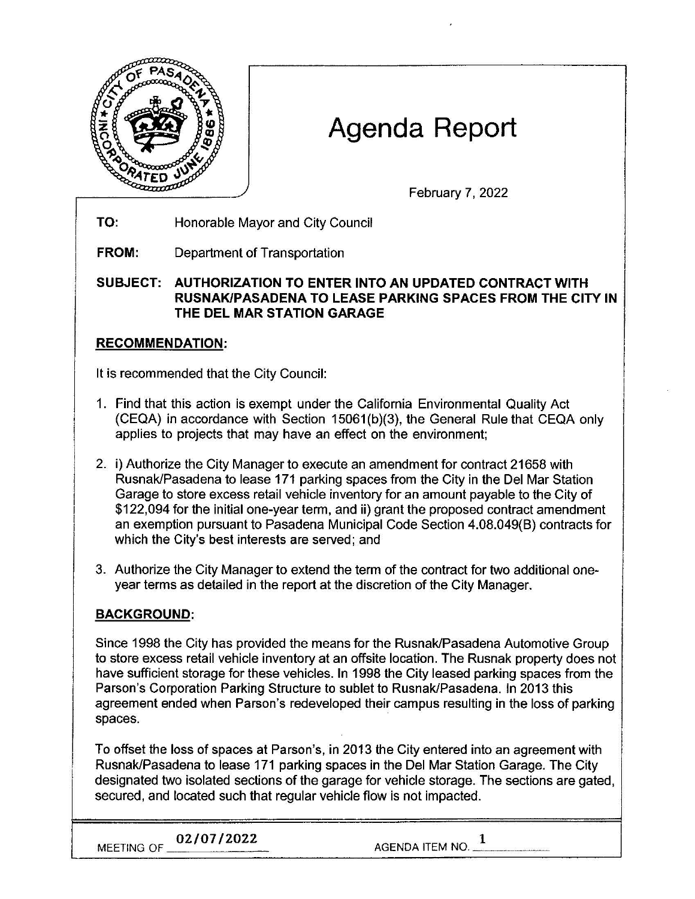# Agenda Report

February 7, 2022

**TO:** Honorable Mayor and City Council

**FROM:** Department of Transportation

**SUBJECT: AUTHORIZATION TO ENTER INTO AN UPDATED CONTRACT WITH RUSNAK/PASADENA TO LEASE PARKING SPACES FROM THE CITY IN THE DEL MAR STATION GARAGE**

## RECOMMENDATION:

It is recommended that the City Council:

1. Find that this action is exempt under the California Environmental Quality Act (CEQA) in accordance with Section 15061(b)(3), the General Rule that CEQA only applies to projects that may have an effect on the environment;

2. i) Authorize the City Manager to execute an amendment for contract 21658 with Rusnak/Pasadena to lease 171 parking spaces from the City in the Del Mar Station Garage to store excess retail vehicle inventory for an amount payable to the City of $122,094 for the initial one-year term, and ii) grant the proposed contract amendment an exemption pursuant to Pasadena Municipal Code Section 4.08.049(B) contracts for which the City's best interests are served; and

3. Authorize the City Manager to extend the term of the contract for two additional one-year terms as detailed in the report at the discretion of the City Manager.

## BACKGROUND:

Since 1998 the City has provided the means for the Rusnak/Pasadena Automotive Group to store excess retail vehicle inventory at an offsite location. The Rusnak property does not have sufficient storage for these vehicles. In 1998 the City leased parking spaces from the Parson's Corporation Parking Structure to sublet to Rusnak/Pasadena. In 2013 this agreement ended when Parson's redeveloped their campus resulting in the loss of parking spaces.

To offset the loss of spaces at Parson's, in 2013 the City entered into an agreement with Rusnak/Pasadena to lease 171 parking spaces in the Del Mar Station Garage. The City designated two isolated sections of the garage for vehicle storage. The sections are gated, secured, and located such that regular vehicle flow is not impacted.

MEETING OF 02/07/2022 AGENDA ITEM NO. 1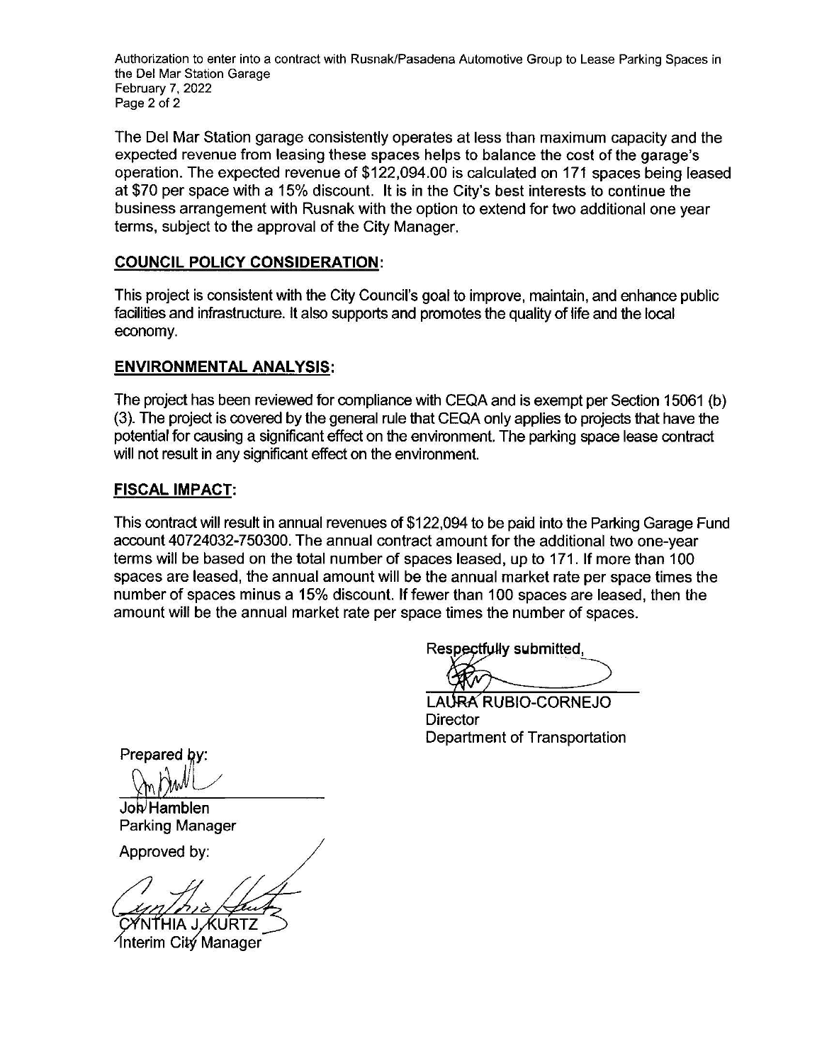The Del Mar Station garage consistently operates at less than maximum capacity and the expected revenue from leasing these spaces helps to balance the cost of the garage's operation. The expected revenue of $122,094.00 is calculated on 171 spaces being leased at $70 per space with a 15% discount. It is in the City's best interests to continue the business arrangement with Rusnak with the option to extend for two additional one year terms, subject to the approval of the City Manager.

## COUNCIL POLICY CONSIDERATION:

This project is consistent with the City Council's goal to improve, maintain, and enhance public facilities and infrastructure. It also supports and promotes the quality of life and the local economy.

## ENVIRONMENTAL ANALYSIS:

The project has been reviewed for compliance with CEQA and is exempt per Section 15061 (b) (3). The project is covered by the general rule that CEQA only applies to projects that have the potential for causing a significant effect on the environment. The parking space lease contract will not result in any significant effect on the environment.

## FISCAL IMPACT:

This contract will result in annual revenues of $122,094 to be paid into the Parking Garage Fund account 40724032-750300. The annual contract amount for the additional two one-year terms will be based on the total number of spaces leased, up to 171. If more than 100 spaces are leased, the annual amount will be the annual market rate per space times the number of spaces minus a 15% discount. If fewer than 100 spaces are leased, then the amount will be the annual market rate per space times the number of spaces.

Respectfully submitted,

LAURA RUBIO-CORNEJO
Director
Department of Transportation

Prepared by:

Jon Hamblen
Parking Manager

Approved by:

CYNTHIA J. KURTZ
Interim City Manager